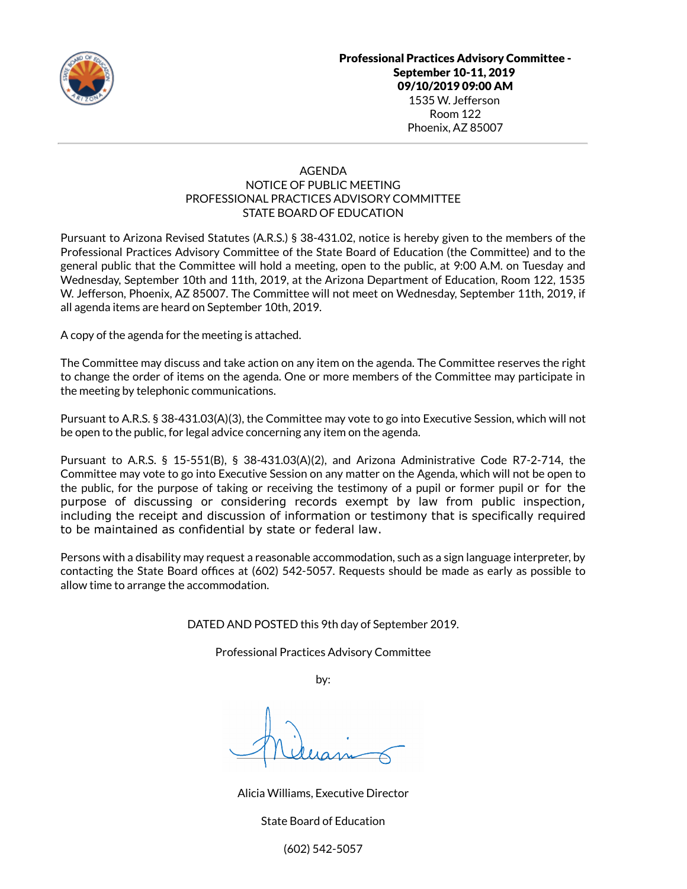**Professional Practices Advisory Committee - September 10-11, 2019**
**09/10/2019 09:00 AM**
1535 W. Jefferson
Room 122
Phoenix, AZ 85007

AGENDA
NOTICE OF PUBLIC MEETING
PROFESSIONAL PRACTICES ADVISORY COMMITTEE
STATE BOARD OF EDUCATION

Pursuant to Arizona Revised Statutes (A.R.S.) § 38-431.02, notice is hereby given to the members of the Professional Practices Advisory Committee of the State Board of Education (the Committee) and to the general public that the Committee will hold a meeting, open to the public, at 9:00 A.M. on Tuesday and Wednesday, September 10th and 11th, 2019, at the Arizona Department of Education, Room 122, 1535 W. Jefferson, Phoenix, AZ 85007. The Committee will not meet on Wednesday, September 11th, 2019, if all agenda items are heard on September 10th, 2019.

A copy of the agenda for the meeting is attached.

The Committee may discuss and take action on any item on the agenda. The Committee reserves the right to change the order of items on the agenda. One or more members of the Committee may participate in the meeting by telephonic communications.

Pursuant to A.R.S. § 38-431.03(A)(3), the Committee may vote to go into Executive Session, which will not be open to the public, for legal advice concerning any item on the agenda.

Pursuant to A.R.S. § 15-551(B), § 38-431.03(A)(2), and Arizona Administrative Code R7-2-714, the Committee may vote to go into Executive Session on any matter on the Agenda, which will not be open to the public, for the purpose of taking or receiving the testimony of a pupil or former pupil or for the purpose of discussing or considering records exempt by law from public inspection, including the receipt and discussion of information or testimony that is specifically required to be maintained as confidential by state or federal law.

Persons with a disability may request a reasonable accommodation, such as a sign language interpreter, by contacting the State Board offices at (602) 542-5057. Requests should be made as early as possible to allow time to arrange the accommodation.

DATED AND POSTED this 9th day of September 2019.

Professional Practices Advisory Committee

by:

Alicia Williams, Executive Director

State Board of Education

(602) 542-5057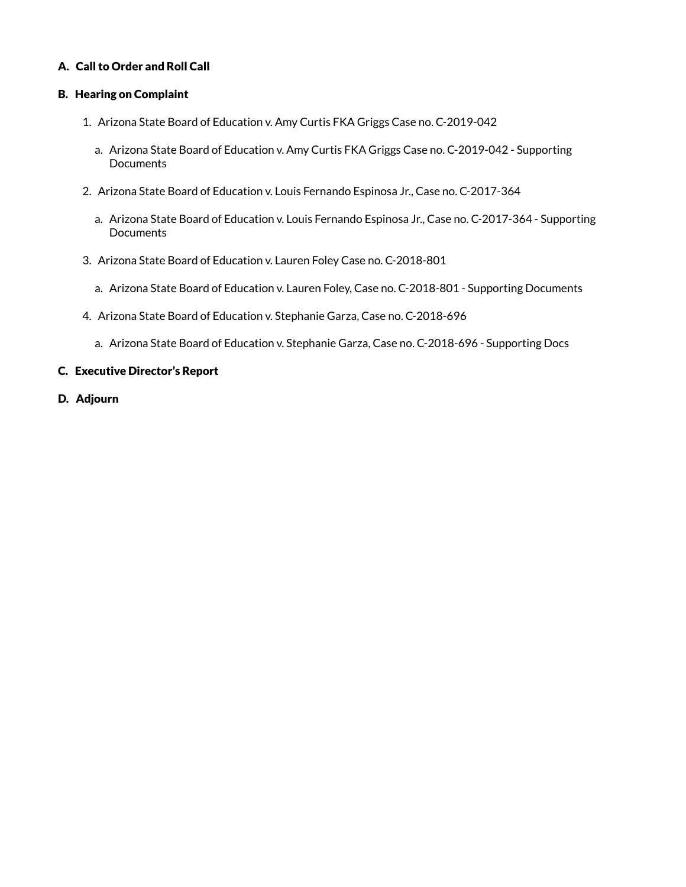**A. Call to Order and Roll Call**

**B. Hearing on Complaint**

1. Arizona State Board of Education v. Amy Curtis FKA Griggs Case no. C-2019-042

   a. Arizona State Board of Education v. Amy Curtis FKA Griggs Case no. C-2019-042 - Supporting Documents

2. Arizona State Board of Education v. Louis Fernando Espinosa Jr., Case no. C-2017-364

   a. Arizona State Board of Education v. Louis Fernando Espinosa Jr., Case no. C-2017-364 - Supporting Documents

3. Arizona State Board of Education v. Lauren Foley Case no. C-2018-801

   a. Arizona State Board of Education v. Lauren Foley, Case no. C-2018-801 - Supporting Documents

4. Arizona State Board of Education v. Stephanie Garza, Case no. C-2018-696

   a. Arizona State Board of Education v. Stephanie Garza, Case no. C-2018-696 - Supporting Docs

**C. Executive Director's Report**

**D. Adjourn**